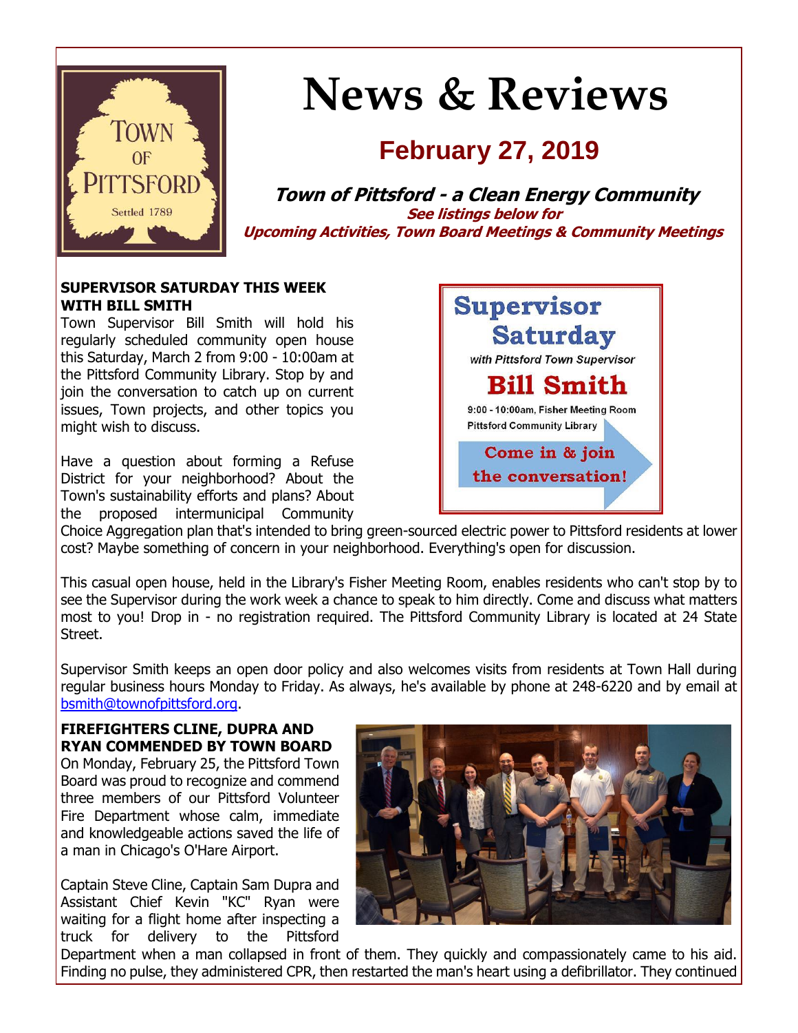# News & Reviews

## February 27, 2019

***Town of Pittsford - a Clean Energy Community***

***See listings below for Upcoming Activities, Town Board Meetings & Community Meetings***

**SUPERVISOR SATURDAY THIS WEEK WITH BILL SMITH**

Town Supervisor Bill Smith will hold his regularly scheduled community open house this Saturday, March 2 from 9:00 - 10:00am at the Pittsford Community Library. Stop by and join the conversation to catch up on current issues, Town projects, and other topics you might wish to discuss.

Have a question about forming a Refuse District for your neighborhood? About the Town's sustainability efforts and plans? About the proposed intermunicipal Community Choice Aggregation plan that's intended to bring green-sourced electric power to Pittsford residents at lower cost? Maybe something of concern in your neighborhood. Everything's open for discussion.

This casual open house, held in the Library's Fisher Meeting Room, enables residents who can't stop by to see the Supervisor during the work week a chance to speak to him directly. Come and discuss what matters most to you! Drop in - no registration required. The Pittsford Community Library is located at 24 State Street.

Supervisor Smith keeps an open door policy and also welcomes visits from residents at Town Hall during regular business hours Monday to Friday. As always, he's available by phone at 248-6220 and by email at bsmith@townofpittsford.org.

**FIREFIGHTERS CLINE, DUPRA AND RYAN COMMENDED BY TOWN BOARD**

On Monday, February 25, the Pittsford Town Board was proud to recognize and commend three members of our Pittsford Volunteer Fire Department whose calm, immediate and knowledgeable actions saved the life of a man in Chicago's O'Hare Airport.

Captain Steve Cline, Captain Sam Dupra and Assistant Chief Kevin "KC" Ryan were waiting for a flight home after inspecting a truck for delivery to the Pittsford Department when a man collapsed in front of them. They quickly and compassionately came to his aid. Finding no pulse, they administered CPR, then restarted the man's heart using a defibrillator. They continued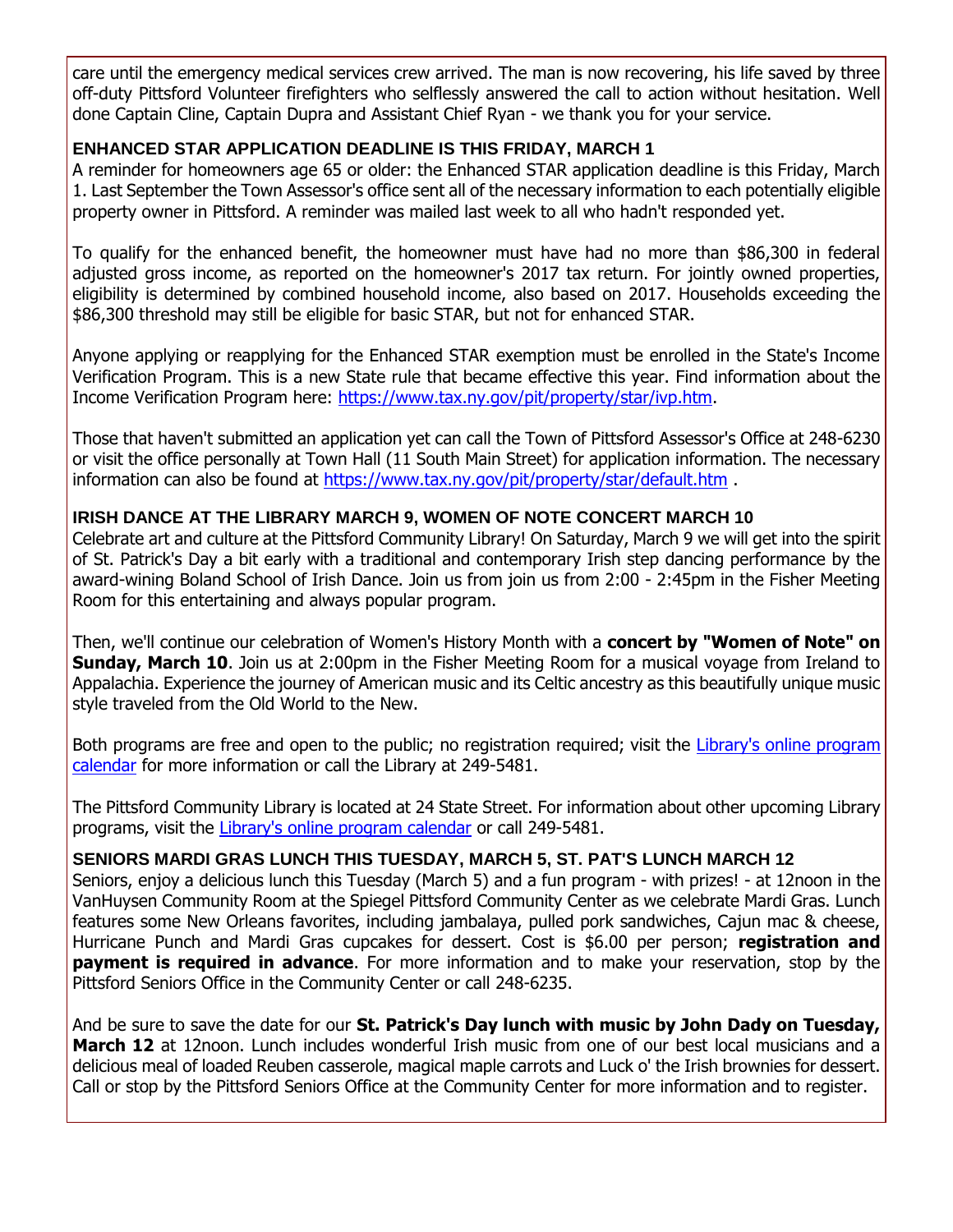care until the emergency medical services crew arrived. The man is now recovering, his life saved by three off-duty Pittsford Volunteer firefighters who selflessly answered the call to action without hesitation. Well done Captain Cline, Captain Dupra and Assistant Chief Ryan - we thank you for your service.

### ENHANCED STAR APPLICATION DEADLINE IS THIS FRIDAY, MARCH 1

A reminder for homeowners age 65 or older: the Enhanced STAR application deadline is this Friday, March 1. Last September the Town Assessor's office sent all of the necessary information to each potentially eligible property owner in Pittsford. A reminder was mailed last week to all who hadn't responded yet.

To qualify for the enhanced benefit, the homeowner must have had no more than $86,300 in federal adjusted gross income, as reported on the homeowner's 2017 tax return. For jointly owned properties, eligibility is determined by combined household income, also based on 2017. Households exceeding the $86,300 threshold may still be eligible for basic STAR, but not for enhanced STAR.

Anyone applying or reapplying for the Enhanced STAR exemption must be enrolled in the State's Income Verification Program. This is a new State rule that became effective this year. Find information about the Income Verification Program here: https://www.tax.ny.gov/pit/property/star/ivp.htm.

Those that haven't submitted an application yet can call the Town of Pittsford Assessor's Office at 248-6230 or visit the office personally at Town Hall (11 South Main Street) for application information. The necessary information can also be found at https://www.tax.ny.gov/pit/property/star/default.htm .

### IRISH DANCE AT THE LIBRARY MARCH 9, WOMEN OF NOTE CONCERT MARCH 10

Celebrate art and culture at the Pittsford Community Library! On Saturday, March 9 we will get into the spirit of St. Patrick's Day a bit early with a traditional and contemporary Irish step dancing performance by the award-wining Boland School of Irish Dance. Join us from join us from 2:00 - 2:45pm in the Fisher Meeting Room for this entertaining and always popular program.

Then, we'll continue our celebration of Women's History Month with a **concert by "Women of Note" on Sunday, March 10**. Join us at 2:00pm in the Fisher Meeting Room for a musical voyage from Ireland to Appalachia. Experience the journey of American music and its Celtic ancestry as this beautifully unique music style traveled from the Old World to the New.

Both programs are free and open to the public; no registration required; visit the Library's online program calendar for more information or call the Library at 249-5481.

The Pittsford Community Library is located at 24 State Street. For information about other upcoming Library programs, visit the Library's online program calendar or call 249-5481.

### SENIORS MARDI GRAS LUNCH THIS TUESDAY, MARCH 5, ST. PAT'S LUNCH MARCH 12

Seniors, enjoy a delicious lunch this Tuesday (March 5) and a fun program - with prizes! - at 12noon in the VanHuysen Community Room at the Spiegel Pittsford Community Center as we celebrate Mardi Gras. Lunch features some New Orleans favorites, including jambalaya, pulled pork sandwiches, Cajun mac & cheese, Hurricane Punch and Mardi Gras cupcakes for dessert. Cost is $6.00 per person; **registration and payment is required in advance**. For more information and to make your reservation, stop by the Pittsford Seniors Office in the Community Center or call 248-6235.

And be sure to save the date for our **St. Patrick's Day lunch with music by John Dady on Tuesday, March 12** at 12noon. Lunch includes wonderful Irish music from one of our best local musicians and a delicious meal of loaded Reuben casserole, magical maple carrots and Luck o' the Irish brownies for dessert. Call or stop by the Pittsford Seniors Office at the Community Center for more information and to register.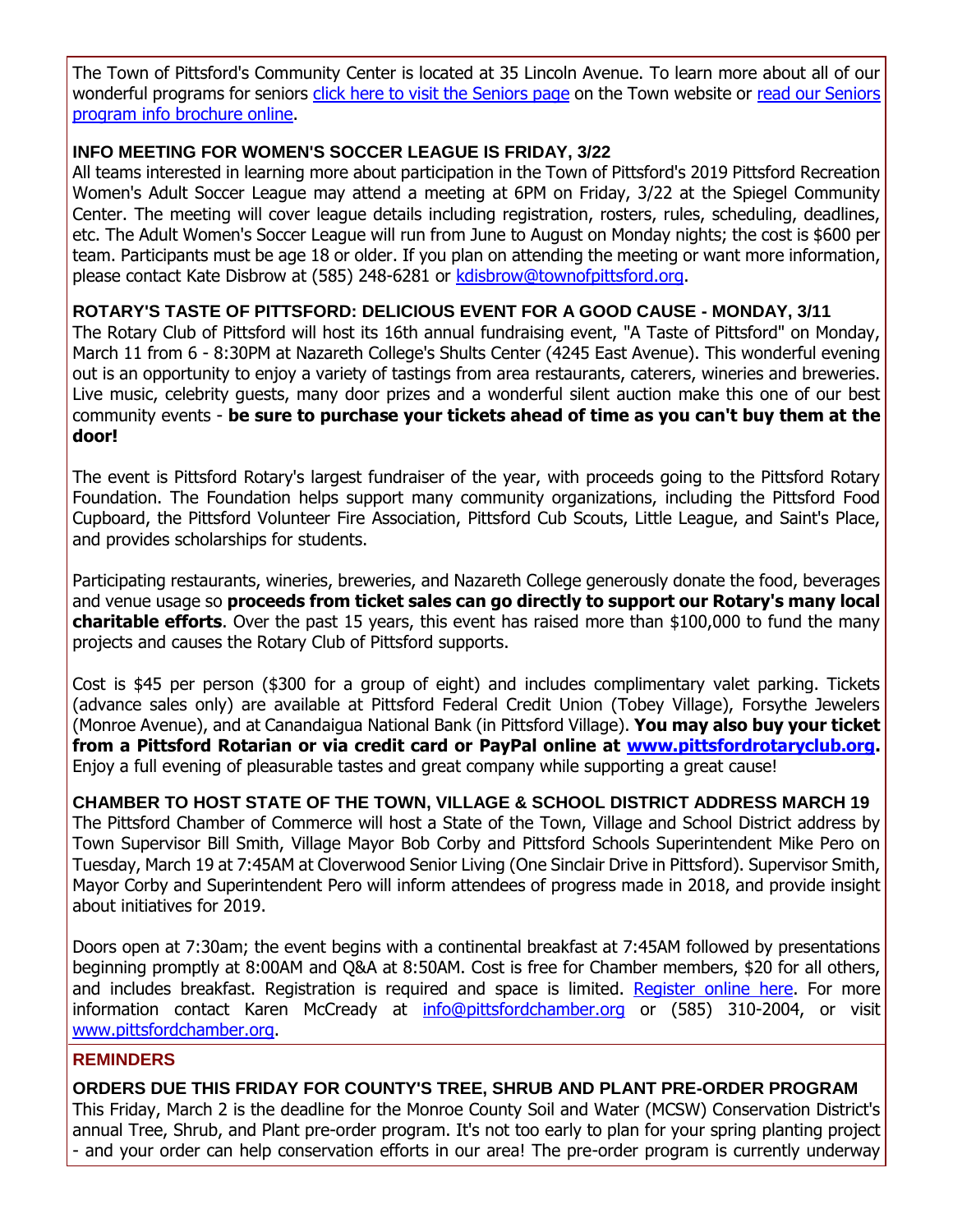The Town of Pittsford's Community Center is located at 35 Lincoln Avenue. To learn more about all of our wonderful programs for seniors click here to visit the Seniors page on the Town website or read our Seniors program info brochure online.

### INFO MEETING FOR WOMEN'S SOCCER LEAGUE IS FRIDAY, 3/22

All teams interested in learning more about participation in the Town of Pittsford's 2019 Pittsford Recreation Women's Adult Soccer League may attend a meeting at 6PM on Friday, 3/22 at the Spiegel Community Center. The meeting will cover league details including registration, rosters, rules, scheduling, deadlines, etc. The Adult Women's Soccer League will run from June to August on Monday nights; the cost is $600 per team. Participants must be age 18 or older. If you plan on attending the meeting or want more information, please contact Kate Disbrow at (585) 248-6281 or kdisbrow@townofpittsford.org.

### ROTARY'S TASTE OF PITTSFORD: DELICIOUS EVENT FOR A GOOD CAUSE - MONDAY, 3/11

The Rotary Club of Pittsford will host its 16th annual fundraising event, "A Taste of Pittsford" on Monday, March 11 from 6 - 8:30PM at Nazareth College's Shults Center (4245 East Avenue). This wonderful evening out is an opportunity to enjoy a variety of tastings from area restaurants, caterers, wineries and breweries. Live music, celebrity guests, many door prizes and a wonderful silent auction make this one of our best community events - **be sure to purchase your tickets ahead of time as you can't buy them at the door!**

The event is Pittsford Rotary's largest fundraiser of the year, with proceeds going to the Pittsford Rotary Foundation. The Foundation helps support many community organizations, including the Pittsford Food Cupboard, the Pittsford Volunteer Fire Association, Pittsford Cub Scouts, Little League, and Saint's Place, and provides scholarships for students.

Participating restaurants, wineries, breweries, and Nazareth College generously donate the food, beverages and venue usage so **proceeds from ticket sales can go directly to support our Rotary's many local charitable efforts**. Over the past 15 years, this event has raised more than $100,000 to fund the many projects and causes the Rotary Club of Pittsford supports.

Cost is $45 per person ($300 for a group of eight) and includes complimentary valet parking. Tickets (advance sales only) are available at Pittsford Federal Credit Union (Tobey Village), Forsythe Jewelers (Monroe Avenue), and at Canandaigua National Bank (in Pittsford Village). **You may also buy your ticket from a Pittsford Rotarian or via credit card or PayPal online at www.pittsfordrotaryclub.org.** Enjoy a full evening of pleasurable tastes and great company while supporting a great cause!

### CHAMBER TO HOST STATE OF THE TOWN, VILLAGE & SCHOOL DISTRICT ADDRESS MARCH 19

The Pittsford Chamber of Commerce will host a State of the Town, Village and School District address by Town Supervisor Bill Smith, Village Mayor Bob Corby and Pittsford Schools Superintendent Mike Pero on Tuesday, March 19 at 7:45AM at Cloverwood Senior Living (One Sinclair Drive in Pittsford). Supervisor Smith, Mayor Corby and Superintendent Pero will inform attendees of progress made in 2018, and provide insight about initiatives for 2019.

Doors open at 7:30am; the event begins with a continental breakfast at 7:45AM followed by presentations beginning promptly at 8:00AM and Q&A at 8:50AM. Cost is free for Chamber members, $20 for all others, and includes breakfast. Registration is required and space is limited. Register online here. For more information contact Karen McCready at info@pittsfordchamber.org or (585) 310-2004, or visit www.pittsfordchamber.org.

## REMINDERS

### ORDERS DUE THIS FRIDAY FOR COUNTY'S TREE, SHRUB AND PLANT PRE-ORDER PROGRAM

This Friday, March 2 is the deadline for the Monroe County Soil and Water (MCSW) Conservation District's annual Tree, Shrub, and Plant pre-order program. It's not too early to plan for your spring planting project - and your order can help conservation efforts in our area! The pre-order program is currently underway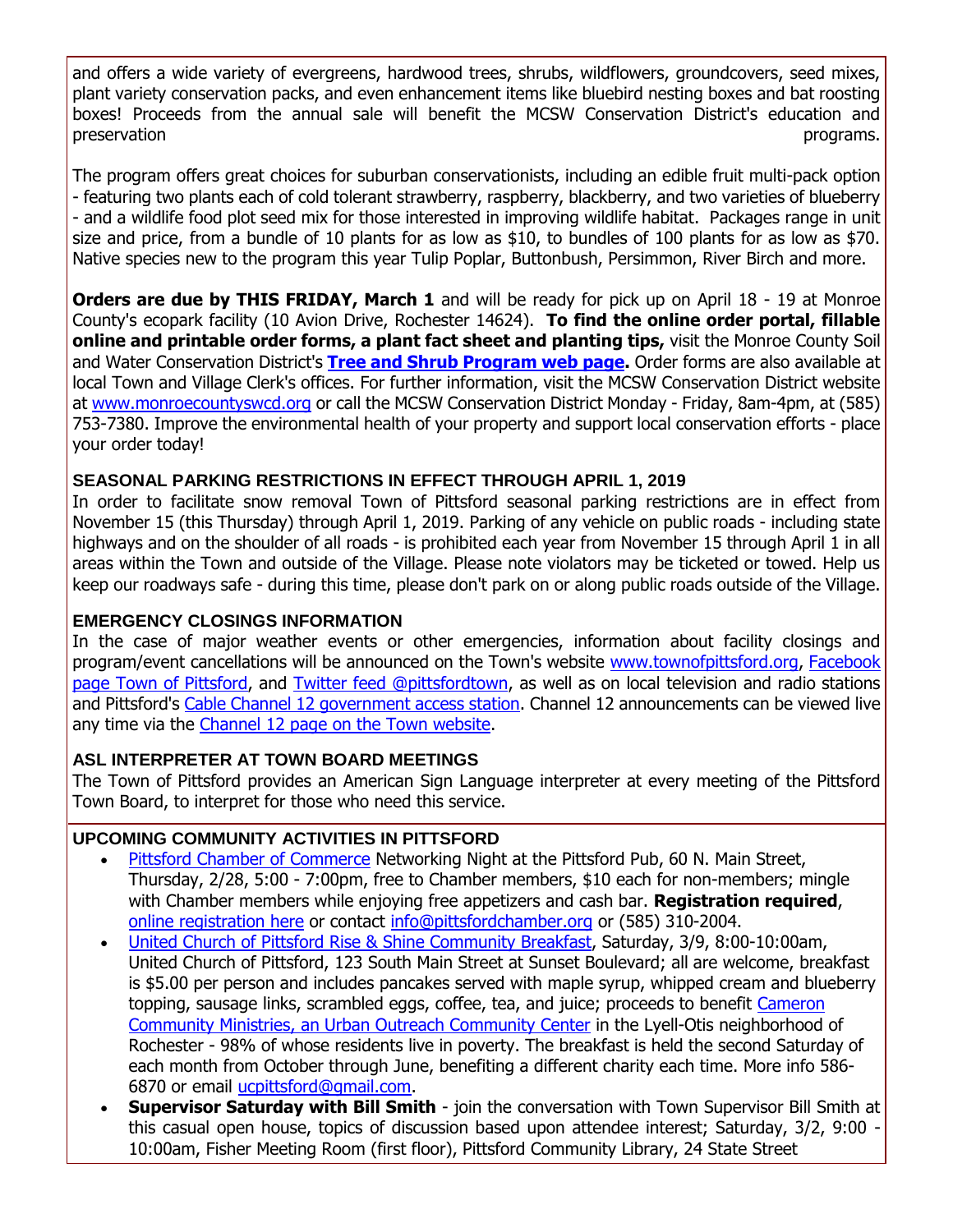and offers a wide variety of evergreens, hardwood trees, shrubs, wildflowers, groundcovers, seed mixes, plant variety conservation packs, and even enhancement items like bluebird nesting boxes and bat roosting boxes! Proceeds from the annual sale will benefit the MCSW Conservation District's education and preservation programs.

The program offers great choices for suburban conservationists, including an edible fruit multi-pack option - featuring two plants each of cold tolerant strawberry, raspberry, blackberry, and two varieties of blueberry - and a wildlife food plot seed mix for those interested in improving wildlife habitat. Packages range in unit size and price, from a bundle of 10 plants for as low as $10, to bundles of 100 plants for as low as $70. Native species new to the program this year Tulip Poplar, Buttonbush, Persimmon, River Birch and more.

**Orders are due by THIS FRIDAY, March 1** and will be ready for pick up on April 18 - 19 at Monroe County's ecopark facility (10 Avion Drive, Rochester 14624). **To find the online order portal, fillable online and printable order forms, a plant fact sheet and planting tips,** visit the Monroe County Soil and Water Conservation District's **Tree and Shrub Program web page.** Order forms are also available at local Town and Village Clerk's offices. For further information, visit the MCSW Conservation District website at www.monroecountyswcd.org or call the MCSW Conservation District Monday - Friday, 8am-4pm, at (585) 753-7380. Improve the environmental health of your property and support local conservation efforts - place your order today!

### SEASONAL PARKING RESTRICTIONS IN EFFECT THROUGH APRIL 1, 2019

In order to facilitate snow removal Town of Pittsford seasonal parking restrictions are in effect from November 15 (this Thursday) through April 1, 2019. Parking of any vehicle on public roads - including state highways and on the shoulder of all roads - is prohibited each year from November 15 through April 1 in all areas within the Town and outside of the Village. Please note violators may be ticketed or towed. Help us keep our roadways safe - during this time, please don't park on or along public roads outside of the Village.

### EMERGENCY CLOSINGS INFORMATION

In the case of major weather events or other emergencies, information about facility closings and program/event cancellations will be announced on the Town's website www.townofpittsford.org, Facebook page Town of Pittsford, and Twitter feed @pittsfordtown, as well as on local television and radio stations and Pittsford's Cable Channel 12 government access station. Channel 12 announcements can be viewed live any time via the Channel 12 page on the Town website.

### ASL INTERPRETER AT TOWN BOARD MEETINGS

The Town of Pittsford provides an American Sign Language interpreter at every meeting of the Pittsford Town Board, to interpret for those who need this service.

### UPCOMING COMMUNITY ACTIVITIES IN PITTSFORD

- Pittsford Chamber of Commerce Networking Night at the Pittsford Pub, 60 N. Main Street, Thursday, 2/28, 5:00 - 7:00pm, free to Chamber members, $10 each for non-members; mingle with Chamber members while enjoying free appetizers and cash bar. **Registration required**, online registration here or contact info@pittsfordchamber.org or (585) 310-2004.
- United Church of Pittsford Rise & Shine Community Breakfast, Saturday, 3/9, 8:00-10:00am, United Church of Pittsford, 123 South Main Street at Sunset Boulevard; all are welcome, breakfast is $5.00 per person and includes pancakes served with maple syrup, whipped cream and blueberry topping, sausage links, scrambled eggs, coffee, tea, and juice; proceeds to benefit Cameron Community Ministries, an Urban Outreach Community Center in the Lyell-Otis neighborhood of Rochester - 98% of whose residents live in poverty. The breakfast is held the second Saturday of each month from October through June, benefiting a different charity each time. More info 586-6870 or email ucpittsford@gmail.com.
- **Supervisor Saturday with Bill Smith** - join the conversation with Town Supervisor Bill Smith at this casual open house, topics of discussion based upon attendee interest; Saturday, 3/2, 9:00 - 10:00am, Fisher Meeting Room (first floor), Pittsford Community Library, 24 State Street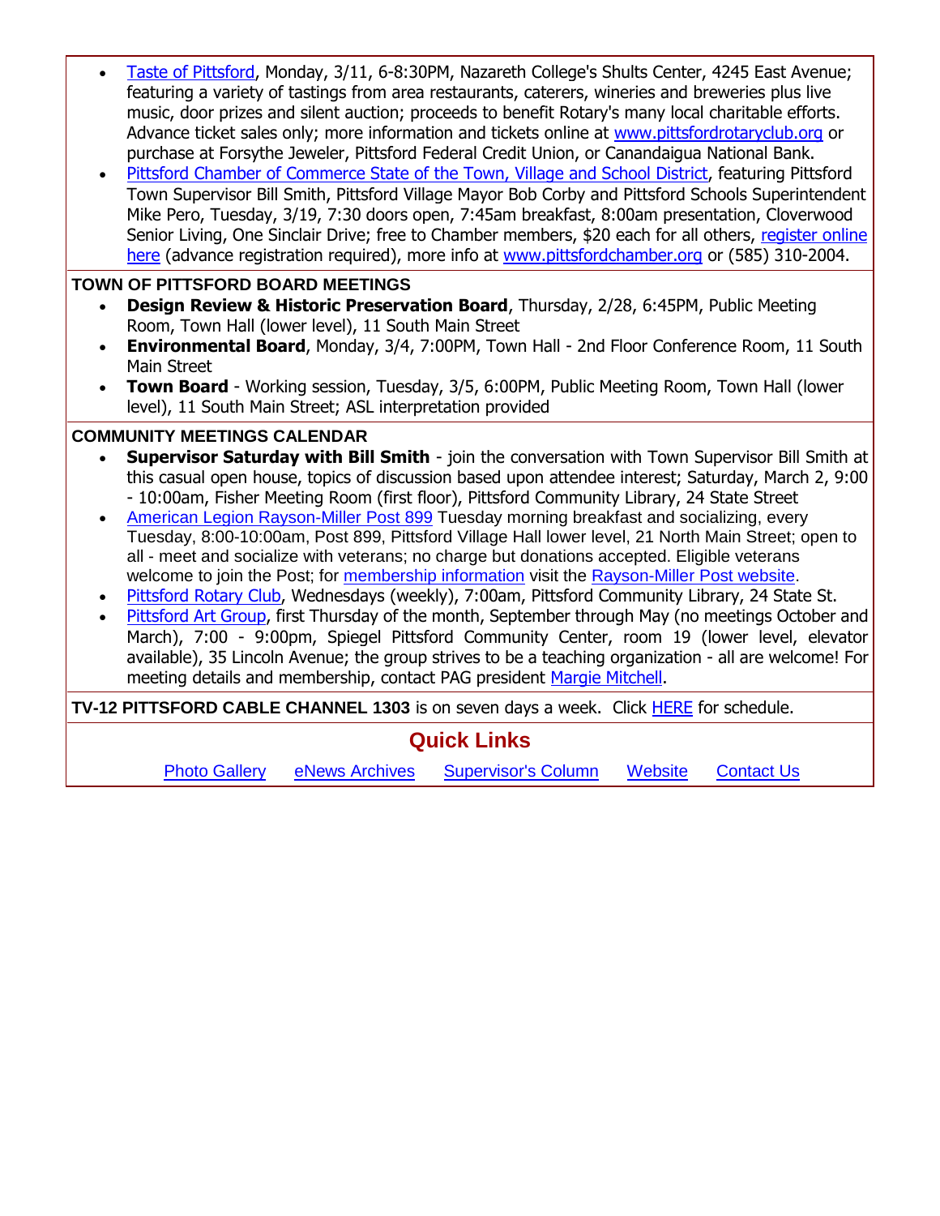- Taste of Pittsford, Monday, 3/11, 6-8:30PM, Nazareth College's Shults Center, 4245 East Avenue; featuring a variety of tastings from area restaurants, caterers, wineries and breweries plus live music, door prizes and silent auction; proceeds to benefit Rotary's many local charitable efforts. Advance ticket sales only; more information and tickets online at www.pittsfordrotaryclub.org or purchase at Forsythe Jeweler, Pittsford Federal Credit Union, or Canandaigua National Bank.
- Pittsford Chamber of Commerce State of the Town, Village and School District, featuring Pittsford Town Supervisor Bill Smith, Pittsford Village Mayor Bob Corby and Pittsford Schools Superintendent Mike Pero, Tuesday, 3/19, 7:30 doors open, 7:45am breakfast, 8:00am presentation, Cloverwood Senior Living, One Sinclair Drive; free to Chamber members, $20 each for all others, register online here (advance registration required), more info at www.pittsfordchamber.org or (585) 310-2004.

**TOWN OF PITTSFORD BOARD MEETINGS**

- **Design Review & Historic Preservation Board**, Thursday, 2/28, 6:45PM, Public Meeting Room, Town Hall (lower level), 11 South Main Street
- **Environmental Board**, Monday, 3/4, 7:00PM, Town Hall - 2nd Floor Conference Room, 11 South Main Street
- **Town Board** - Working session, Tuesday, 3/5, 6:00PM, Public Meeting Room, Town Hall (lower level), 11 South Main Street; ASL interpretation provided

**COMMUNITY MEETINGS CALENDAR**

- **Supervisor Saturday with Bill Smith** - join the conversation with Town Supervisor Bill Smith at this casual open house, topics of discussion based upon attendee interest; Saturday, March 2, 9:00 - 10:00am, Fisher Meeting Room (first floor), Pittsford Community Library, 24 State Street
- American Legion Rayson-Miller Post 899 Tuesday morning breakfast and socializing, every Tuesday, 8:00-10:00am, Post 899, Pittsford Village Hall lower level, 21 North Main Street; open to all - meet and socialize with veterans; no charge but donations accepted. Eligible veterans welcome to join the Post; for membership information visit the Rayson-Miller Post website.
- Pittsford Rotary Club, Wednesdays (weekly), 7:00am, Pittsford Community Library, 24 State St.
- Pittsford Art Group, first Thursday of the month, September through May (no meetings October and March), 7:00 - 9:00pm, Spiegel Pittsford Community Center, room 19 (lower level, elevator available), 35 Lincoln Avenue; the group strives to be a teaching organization - all are welcome! For meeting details and membership, contact PAG president Margie Mitchell.

**TV-12 PITTSFORD CABLE CHANNEL 1303** is on seven days a week. Click HERE for schedule.

## Quick Links

Photo Gallery | eNews Archives | Supervisor's Column | Website | Contact Us